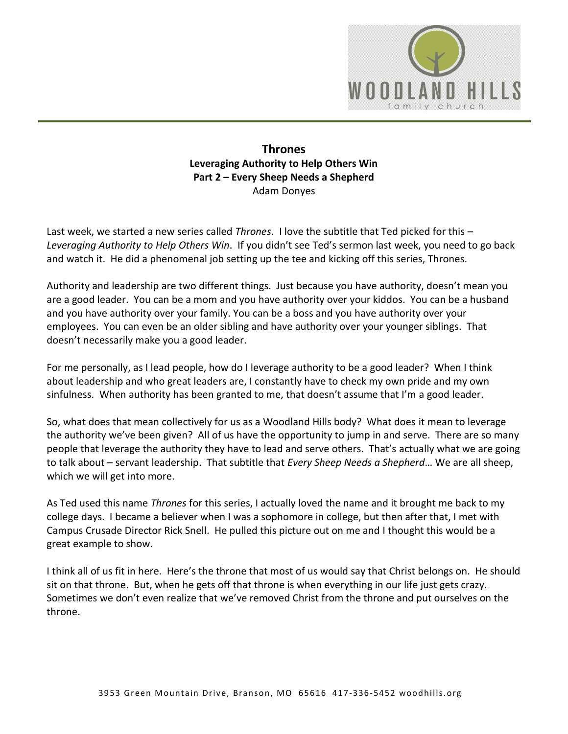# Thrones

## Leveraging Authority to Help Others Win

## Part 2 – Every Sheep Needs a Shepherd

Adam Donyes

Last week, we started a new series called *Thrones*. I love the subtitle that Ted picked for this – *Leveraging Authority to Help Others Win*. If you didn't see Ted's sermon last week, you need to go back and watch it. He did a phenomenal job setting up the tee and kicking off this series, Thrones.

Authority and leadership are two different things. Just because you have authority, doesn't mean you are a good leader. You can be a mom and you have authority over your kiddos. You can be a husband and you have authority over your family. You can be a boss and you have authority over your employees. You can even be an older sibling and have authority over your younger siblings. That doesn't necessarily make you a good leader.

For me personally, as I lead people, how do I leverage authority to be a good leader? When I think about leadership and who great leaders are, I constantly have to check my own pride and my own sinfulness. When authority has been granted to me, that doesn't assume that I'm a good leader.

So, what does that mean collectively for us as a Woodland Hills body? What does it mean to leverage the authority we've been given? All of us have the opportunity to jump in and serve. There are so many people that leverage the authority they have to lead and serve others. That's actually what we are going to talk about – servant leadership. That subtitle that *Every Sheep Needs a Shepherd*… We are all sheep, which we will get into more.

As Ted used this name *Thrones* for this series, I actually loved the name and it brought me back to my college days. I became a believer when I was a sophomore in college, but then after that, I met with Campus Crusade Director Rick Snell. He pulled this picture out on me and I thought this would be a great example to show.

I think all of us fit in here. Here's the throne that most of us would say that Christ belongs on. He should sit on that throne. But, when he gets off that throne is when everything in our life just gets crazy. Sometimes we don't even realize that we've removed Christ from the throne and put ourselves on the throne.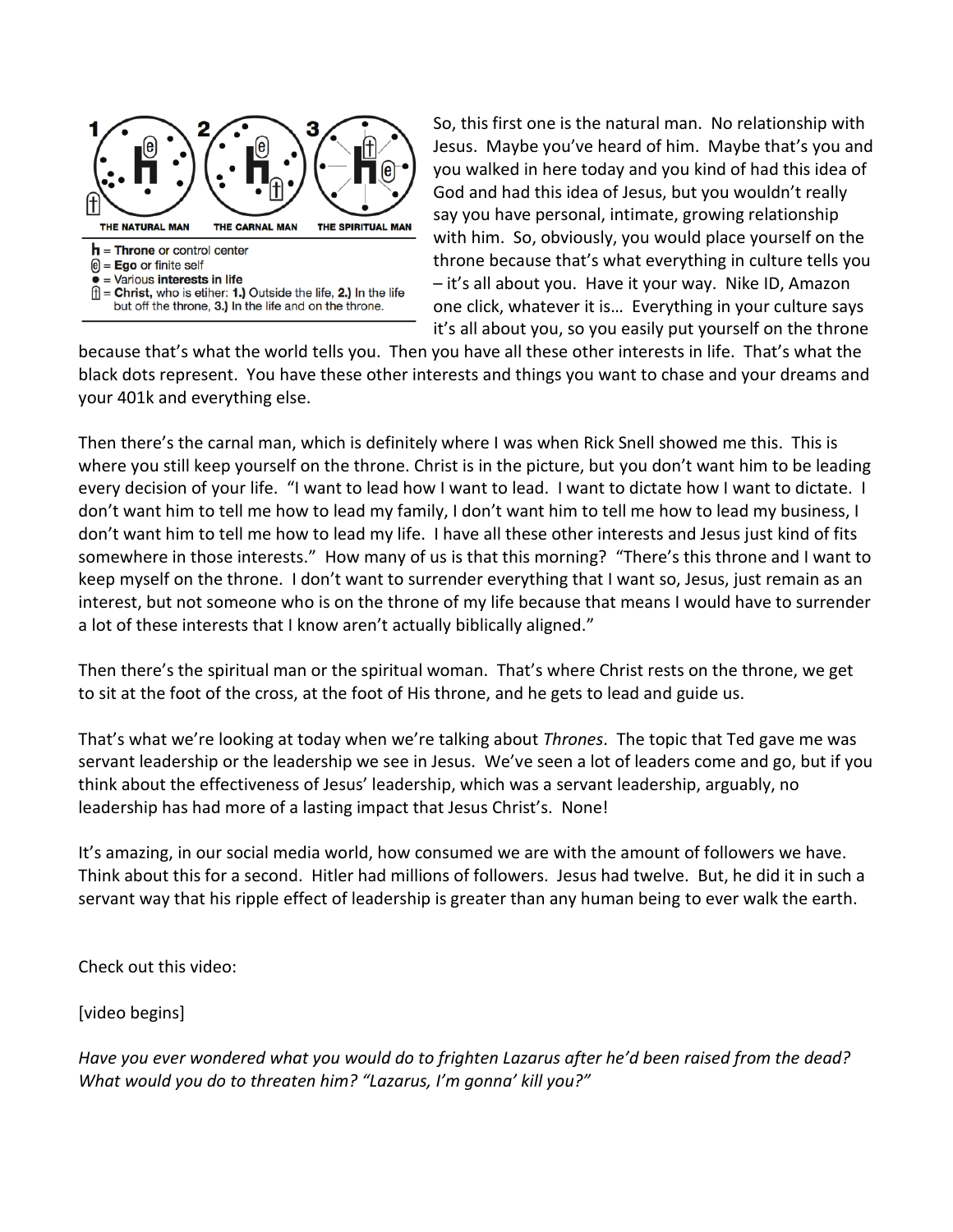1 THE NATURAL MAN 2 THE CARNAL MAN 3 THE SPIRITUAL MAN

h = **Throne** or control center
e = **Ego** or finite self
● = Various **interests in life**
† = **Christ,** who is etiher: **1.)** Outside the life, **2.)** In the life but off the throne, **3.)** In the life and on the throne.

So, this first one is the natural man. No relationship with Jesus. Maybe you've heard of him. Maybe that's you and you walked in here today and you kind of had this idea of God and had this idea of Jesus, but you wouldn't really say you have personal, intimate, growing relationship with him. So, obviously, you would place yourself on the throne because that's what everything in culture tells you – it's all about you. Have it your way. Nike ID, Amazon one click, whatever it is… Everything in your culture says it's all about you, so you easily put yourself on the throne because that's what the world tells you. Then you have all these other interests in life. That's what the black dots represent. You have these other interests and things you want to chase and your dreams and your 401k and everything else.

Then there's the carnal man, which is definitely where I was when Rick Snell showed me this. This is where you still keep yourself on the throne. Christ is in the picture, but you don't want him to be leading every decision of your life. "I want to lead how I want to lead. I want to dictate how I want to dictate. I don't want him to tell me how to lead my family, I don't want him to tell me how to lead my business, I don't want him to tell me how to lead my life. I have all these other interests and Jesus just kind of fits somewhere in those interests." How many of us is that this morning? "There's this throne and I want to keep myself on the throne. I don't want to surrender everything that I want so, Jesus, just remain as an interest, but not someone who is on the throne of my life because that means I would have to surrender a lot of these interests that I know aren't actually biblically aligned."

Then there's the spiritual man or the spiritual woman. That's where Christ rests on the throne, we get to sit at the foot of the cross, at the foot of His throne, and he gets to lead and guide us.

That's what we're looking at today when we're talking about *Thrones*. The topic that Ted gave me was servant leadership or the leadership we see in Jesus. We've seen a lot of leaders come and go, but if you think about the effectiveness of Jesus' leadership, which was a servant leadership, arguably, no leadership has had more of a lasting impact that Jesus Christ's. None!

It's amazing, in our social media world, how consumed we are with the amount of followers we have. Think about this for a second. Hitler had millions of followers. Jesus had twelve. But, he did it in such a servant way that his ripple effect of leadership is greater than any human being to ever walk the earth.

Check out this video:

[video begins]

*Have you ever wondered what you would do to frighten Lazarus after he'd been raised from the dead? What would you do to threaten him? "Lazarus, I'm gonna' kill you?"*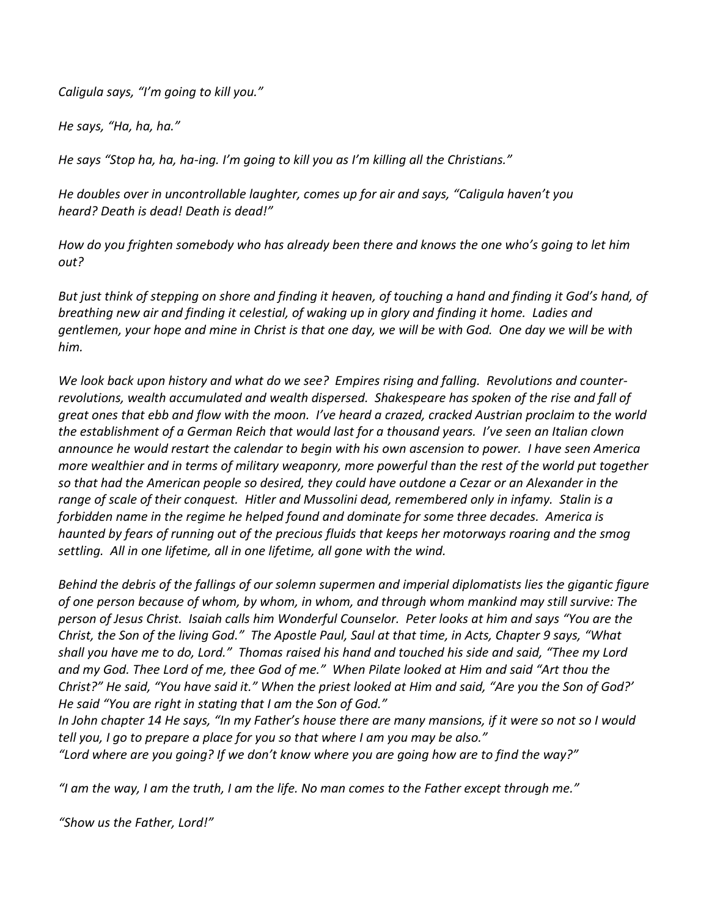*Caligula says, "I'm going to kill you."*

*He says, "Ha, ha, ha."*

*He says "Stop ha, ha, ha-ing. I'm going to kill you as I'm killing all the Christians."*

*He doubles over in uncontrollable laughter, comes up for air and says, "Caligula haven't you heard? Death is dead! Death is dead!"*

*How do you frighten somebody who has already been there and knows the one who's going to let him out?*

*But just think of stepping on shore and finding it heaven, of touching a hand and finding it God's hand, of breathing new air and finding it celestial, of waking up in glory and finding it home. Ladies and gentlemen, your hope and mine in Christ is that one day, we will be with God. One day we will be with him.*

*We look back upon history and what do we see? Empires rising and falling. Revolutions and counter-revolutions, wealth accumulated and wealth dispersed. Shakespeare has spoken of the rise and fall of great ones that ebb and flow with the moon. I've heard a crazed, cracked Austrian proclaim to the world the establishment of a German Reich that would last for a thousand years. I've seen an Italian clown announce he would restart the calendar to begin with his own ascension to power. I have seen America more wealthier and in terms of military weaponry, more powerful than the rest of the world put together so that had the American people so desired, they could have outdone a Cezar or an Alexander in the range of scale of their conquest. Hitler and Mussolini dead, remembered only in infamy. Stalin is a forbidden name in the regime he helped found and dominate for some three decades. America is haunted by fears of running out of the precious fluids that keeps her motorways roaring and the smog settling. All in one lifetime, all in one lifetime, all gone with the wind.*

*Behind the debris of the fallings of our solemn supermen and imperial diplomatists lies the gigantic figure of one person because of whom, by whom, in whom, and through whom mankind may still survive: The person of Jesus Christ. Isaiah calls him Wonderful Counselor. Peter looks at him and says "You are the Christ, the Son of the living God." The Apostle Paul, Saul at that time, in Acts, Chapter 9 says, "What shall you have me to do, Lord." Thomas raised his hand and touched his side and said, "Thee my Lord and my God. Thee Lord of me, thee God of me." When Pilate looked at Him and said "Art thou the Christ?" He said, "You have said it." When the priest looked at Him and said, "Are you the Son of God?' He said "You are right in stating that I am the Son of God."*
*In John chapter 14 He says, "In my Father's house there are many mansions, if it were so not so I would tell you, I go to prepare a place for you so that where I am you may be also."*
*"Lord where are you going? If we don't know where you are going how are to find the way?"*

*"I am the way, I am the truth, I am the life. No man comes to the Father except through me."*

*"Show us the Father, Lord!"*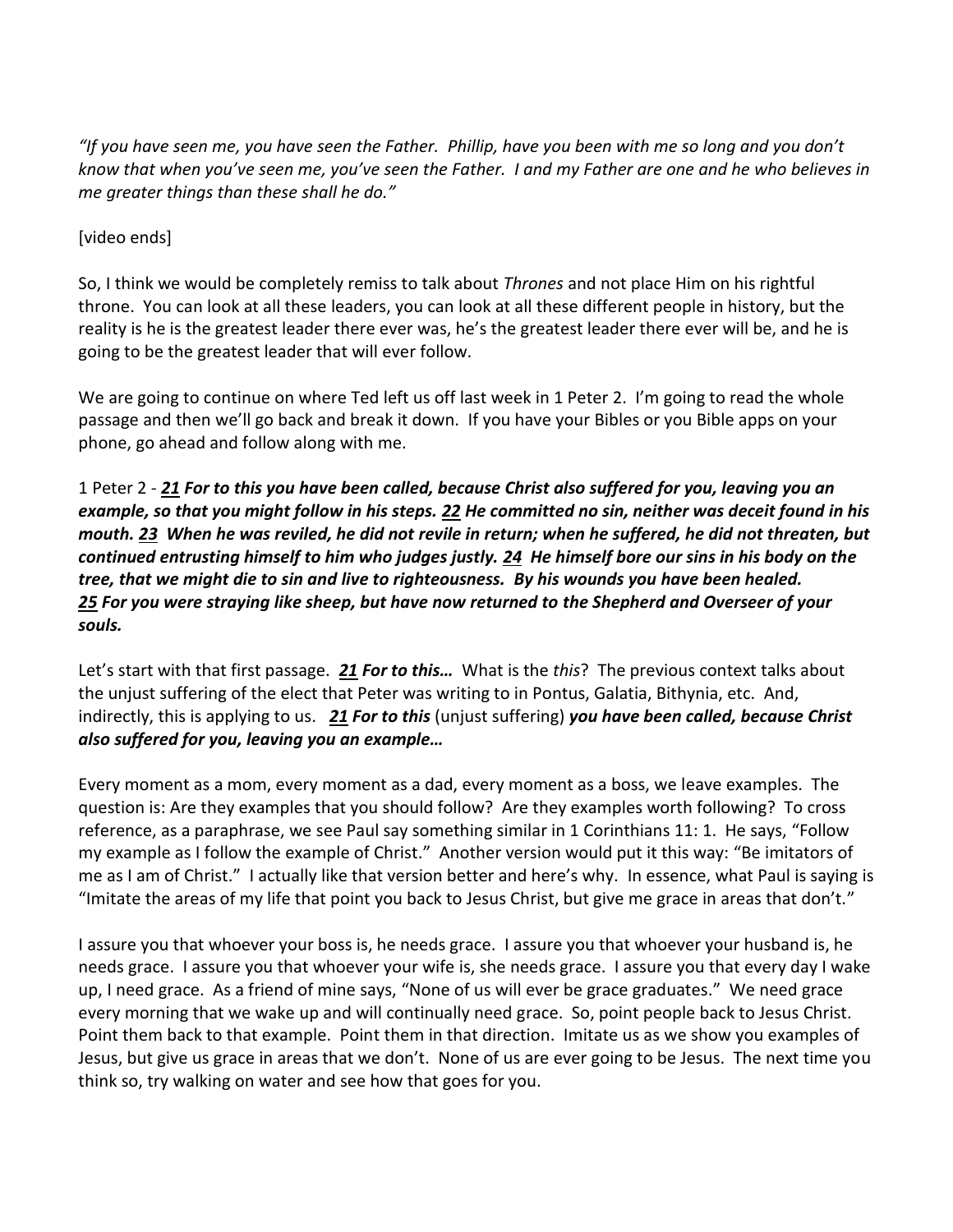*"If you have seen me, you have seen the Father. Phillip, have you been with me so long and you don't know that when you've seen me, you've seen the Father. I and my Father are one and he who believes in me greater things than these shall he do."*

[video ends]

So, I think we would be completely remiss to talk about *Thrones* and not place Him on his rightful throne. You can look at all these leaders, you can look at all these different people in history, but the reality is he is the greatest leader there ever was, he's the greatest leader there ever will be, and he is going to be the greatest leader that will ever follow.

We are going to continue on where Ted left us off last week in 1 Peter 2. I'm going to read the whole passage and then we'll go back and break it down. If you have your Bibles or you Bible apps on your phone, go ahead and follow along with me.

1 Peter 2 - ***21** For to this you have been called, because Christ also suffered for you, leaving you an example, so that you might follow in his steps. **22** He committed no sin, neither was deceit found in his mouth. **23** When he was reviled, he did not revile in return; when he suffered, he did not threaten, but continued entrusting himself to him who judges justly. **24** He himself bore our sins in his body on the tree, that we might die to sin and live to righteousness. By his wounds you have been healed. **25** For you were straying like sheep, but have now returned to the Shepherd and Overseer of your souls.*

Let's start with that first passage. ***21** For to this…* What is the *this*? The previous context talks about the unjust suffering of the elect that Peter was writing to in Pontus, Galatia, Bithynia, etc. And, indirectly, this is applying to us. ***21** For to this* (unjust suffering) ***you have been called, because Christ also suffered for you, leaving you an example…***

Every moment as a mom, every moment as a dad, every moment as a boss, we leave examples. The question is: Are they examples that you should follow? Are they examples worth following? To cross reference, as a paraphrase, we see Paul say something similar in 1 Corinthians 11: 1. He says, "Follow my example as I follow the example of Christ." Another version would put it this way: "Be imitators of me as I am of Christ." I actually like that version better and here's why. In essence, what Paul is saying is "Imitate the areas of my life that point you back to Jesus Christ, but give me grace in areas that don't."

I assure you that whoever your boss is, he needs grace. I assure you that whoever your husband is, he needs grace. I assure you that whoever your wife is, she needs grace. I assure you that every day I wake up, I need grace. As a friend of mine says, "None of us will ever be grace graduates." We need grace every morning that we wake up and will continually need grace. So, point people back to Jesus Christ. Point them back to that example. Point them in that direction. Imitate us as we show you examples of Jesus, but give us grace in areas that we don't. None of us are ever going to be Jesus. The next time you think so, try walking on water and see how that goes for you.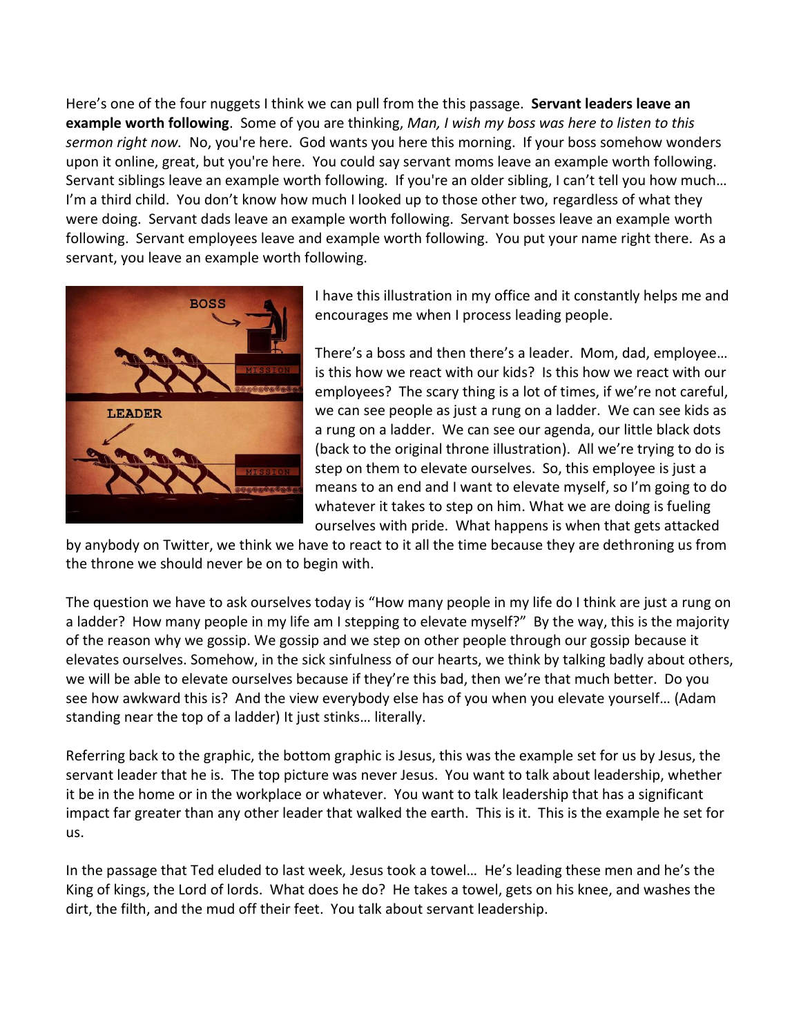Here's one of the four nuggets I think we can pull from the this passage. **Servant leaders leave an example worth following**. Some of you are thinking, *Man, I wish my boss was here to listen to this sermon right now.* No, you're here. God wants you here this morning. If your boss somehow wonders upon it online, great, but you're here. You could say servant moms leave an example worth following. Servant siblings leave an example worth following. If you're an older sibling, I can't tell you how much… I'm a third child. You don't know how much I looked up to those other two, regardless of what they were doing. Servant dads leave an example worth following. Servant bosses leave an example worth following. Servant employees leave and example worth following. You put your name right there. As a servant, you leave an example worth following.

I have this illustration in my office and it constantly helps me and encourages me when I process leading people.

There's a boss and then there's a leader. Mom, dad, employee… is this how we react with our kids? Is this how we react with our employees? The scary thing is a lot of times, if we're not careful, we can see people as just a rung on a ladder. We can see kids as a rung on a ladder. We can see our agenda, our little black dots (back to the original throne illustration). All we're trying to do is step on them to elevate ourselves. So, this employee is just a means to an end and I want to elevate myself, so I'm going to do whatever it takes to step on him. What we are doing is fueling ourselves with pride. What happens is when that gets attacked by anybody on Twitter, we think we have to react to it all the time because they are dethroning us from the throne we should never be on to begin with.

The question we have to ask ourselves today is "How many people in my life do I think are just a rung on a ladder? How many people in my life am I stepping to elevate myself?" By the way, this is the majority of the reason why we gossip. We gossip and we step on other people through our gossip because it elevates ourselves. Somehow, in the sick sinfulness of our hearts, we think by talking badly about others, we will be able to elevate ourselves because if they're this bad, then we're that much better. Do you see how awkward this is? And the view everybody else has of you when you elevate yourself… (Adam standing near the top of a ladder) It just stinks… literally.

Referring back to the graphic, the bottom graphic is Jesus, this was the example set for us by Jesus, the servant leader that he is. The top picture was never Jesus. You want to talk about leadership, whether it be in the home or in the workplace or whatever. You want to talk leadership that has a significant impact far greater than any other leader that walked the earth. This is it. This is the example he set for us.

In the passage that Ted eluded to last week, Jesus took a towel… He's leading these men and he's the King of kings, the Lord of lords. What does he do? He takes a towel, gets on his knee, and washes the dirt, the filth, and the mud off their feet. You talk about servant leadership.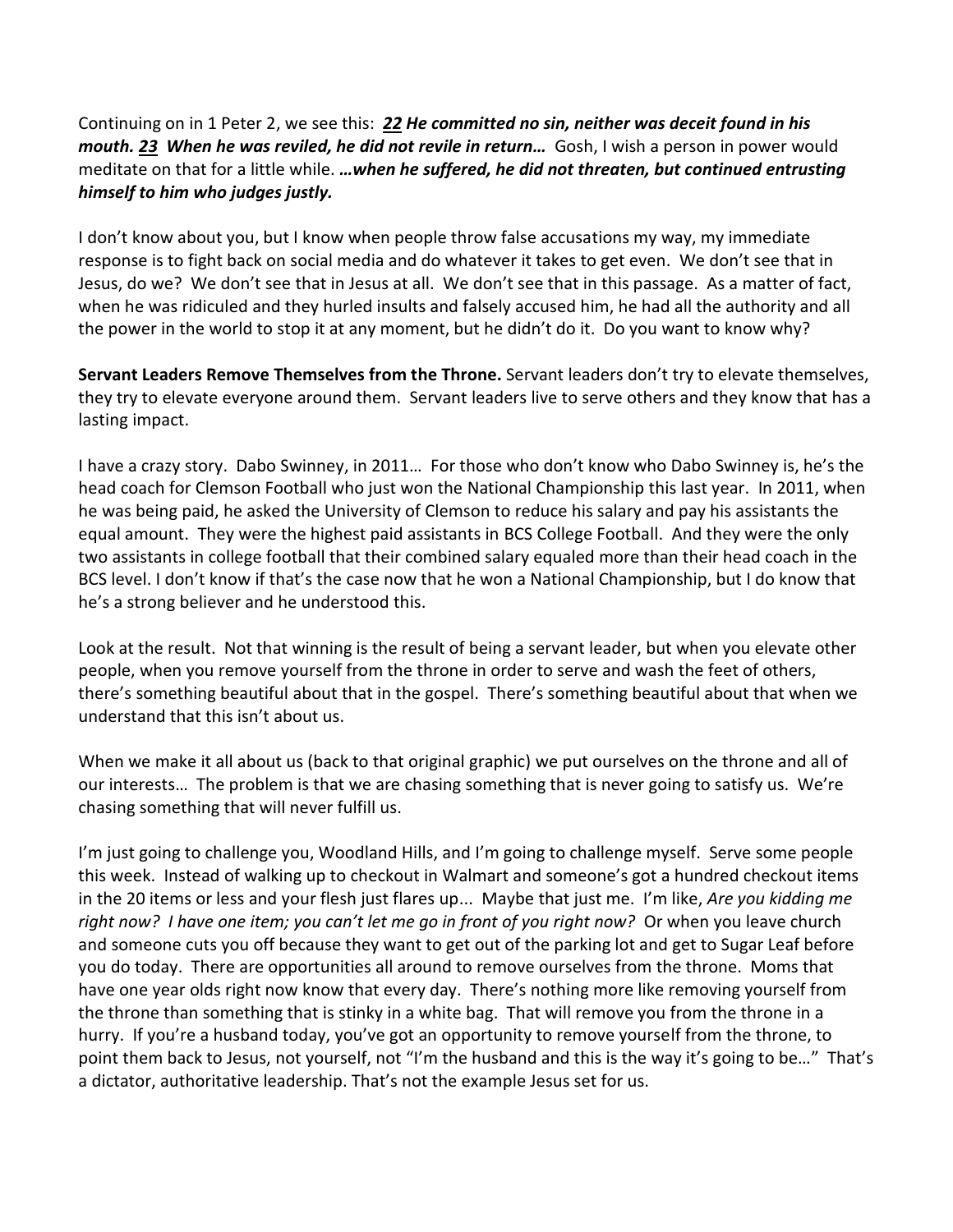Continuing on in 1 Peter 2, we see this: ***22 He committed no sin, neither was deceit found in his mouth. 23 When he was reviled, he did not revile in return…*** Gosh, I wish a person in power would meditate on that for a little while. ***…when he suffered, he did not threaten, but continued entrusting himself to him who judges justly.***

I don't know about you, but I know when people throw false accusations my way, my immediate response is to fight back on social media and do whatever it takes to get even. We don't see that in Jesus, do we? We don't see that in Jesus at all. We don't see that in this passage. As a matter of fact, when he was ridiculed and they hurled insults and falsely accused him, he had all the authority and all the power in the world to stop it at any moment, but he didn't do it. Do you want to know why?

**Servant Leaders Remove Themselves from the Throne.** Servant leaders don't try to elevate themselves, they try to elevate everyone around them. Servant leaders live to serve others and they know that has a lasting impact.

I have a crazy story. Dabo Swinney, in 2011… For those who don't know who Dabo Swinney is, he's the head coach for Clemson Football who just won the National Championship this last year. In 2011, when he was being paid, he asked the University of Clemson to reduce his salary and pay his assistants the equal amount. They were the highest paid assistants in BCS College Football. And they were the only two assistants in college football that their combined salary equaled more than their head coach in the BCS level. I don't know if that's the case now that he won a National Championship, but I do know that he's a strong believer and he understood this.

Look at the result. Not that winning is the result of being a servant leader, but when you elevate other people, when you remove yourself from the throne in order to serve and wash the feet of others, there's something beautiful about that in the gospel. There's something beautiful about that when we understand that this isn't about us.

When we make it all about us (back to that original graphic) we put ourselves on the throne and all of our interests… The problem is that we are chasing something that is never going to satisfy us. We're chasing something that will never fulfill us.

I'm just going to challenge you, Woodland Hills, and I'm going to challenge myself. Serve some people this week. Instead of walking up to checkout in Walmart and someone's got a hundred checkout items in the 20 items or less and your flesh just flares up... Maybe that just me. I'm like, *Are you kidding me right now? I have one item; you can't let me go in front of you right now?* Or when you leave church and someone cuts you off because they want to get out of the parking lot and get to Sugar Leaf before you do today. There are opportunities all around to remove ourselves from the throne. Moms that have one year olds right now know that every day. There's nothing more like removing yourself from the throne than something that is stinky in a white bag. That will remove you from the throne in a hurry. If you're a husband today, you've got an opportunity to remove yourself from the throne, to point them back to Jesus, not yourself, not "I'm the husband and this is the way it's going to be…" That's a dictator, authoritative leadership. That's not the example Jesus set for us.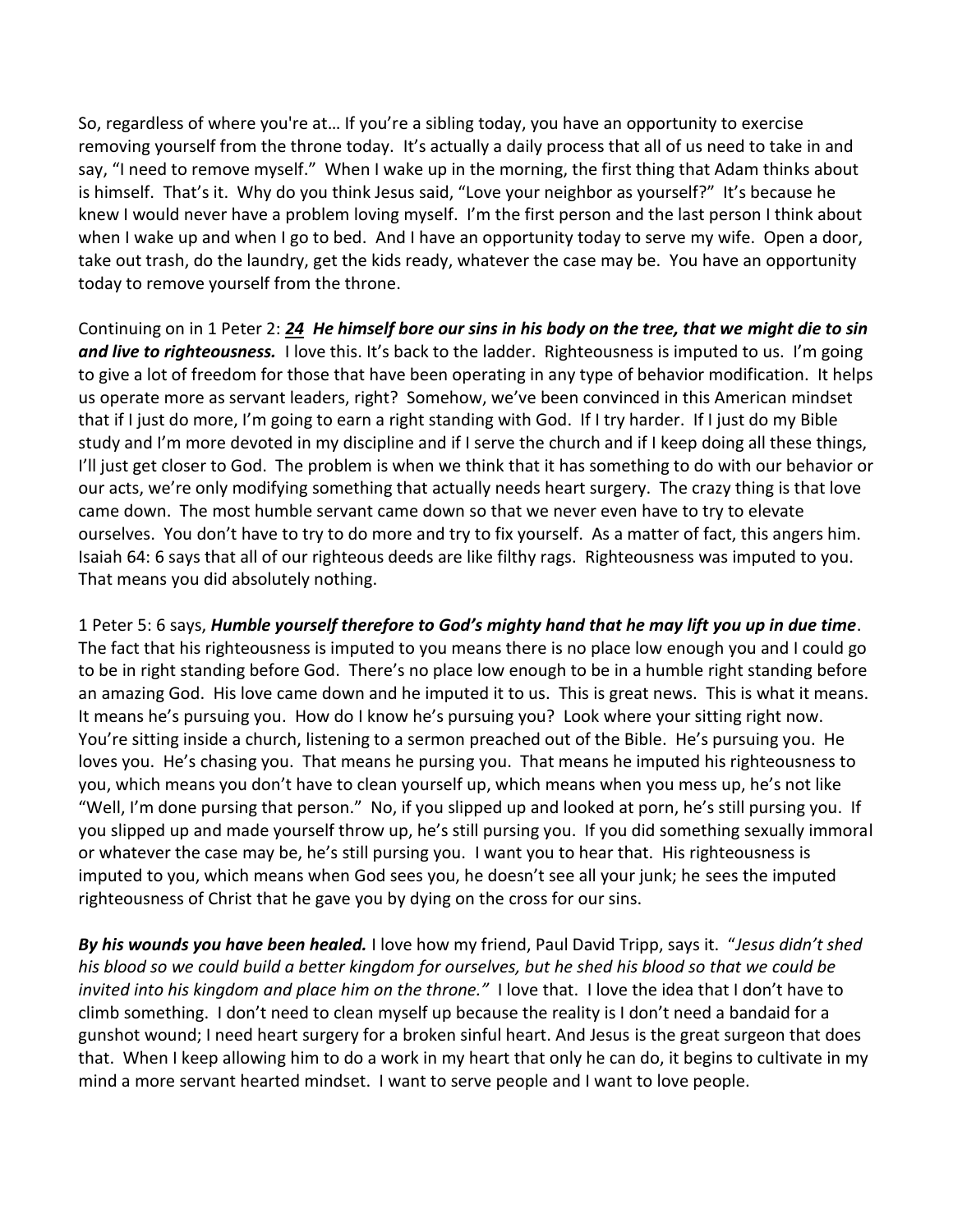So, regardless of where you're at… If you're a sibling today, you have an opportunity to exercise removing yourself from the throne today. It's actually a daily process that all of us need to take in and say, "I need to remove myself." When I wake up in the morning, the first thing that Adam thinks about is himself. That's it. Why do you think Jesus said, "Love your neighbor as yourself?" It's because he knew I would never have a problem loving myself. I'm the first person and the last person I think about when I wake up and when I go to bed. And I have an opportunity today to serve my wife. Open a door, take out trash, do the laundry, get the kids ready, whatever the case may be. You have an opportunity today to remove yourself from the throne.

Continuing on in 1 Peter 2: ***24*** ***He himself bore our sins in his body on the tree, that we might die to sin and live to righteousness.*** I love this. It's back to the ladder. Righteousness is imputed to us. I'm going to give a lot of freedom for those that have been operating in any type of behavior modification. It helps us operate more as servant leaders, right? Somehow, we've been convinced in this American mindset that if I just do more, I'm going to earn a right standing with God. If I try harder. If I just do my Bible study and I'm more devoted in my discipline and if I serve the church and if I keep doing all these things, I'll just get closer to God. The problem is when we think that it has something to do with our behavior or our acts, we're only modifying something that actually needs heart surgery. The crazy thing is that love came down. The most humble servant came down so that we never even have to try to elevate ourselves. You don't have to try to do more and try to fix yourself. As a matter of fact, this angers him. Isaiah 64: 6 says that all of our righteous deeds are like filthy rags. Righteousness was imputed to you. That means you did absolutely nothing.

1 Peter 5: 6 says, ***Humble yourself therefore to God's mighty hand that he may lift you up in due time***. The fact that his righteousness is imputed to you means there is no place low enough you and I could go to be in right standing before God. There's no place low enough to be in a humble right standing before an amazing God. His love came down and he imputed it to us. This is great news. This is what it means. It means he's pursuing you. How do I know he's pursuing you? Look where your sitting right now. You're sitting inside a church, listening to a sermon preached out of the Bible. He's pursuing you. He loves you. He's chasing you. That means he pursing you. That means he imputed his righteousness to you, which means you don't have to clean yourself up, which means when you mess up, he's not like "Well, I'm done pursing that person." No, if you slipped up and looked at porn, he's still pursing you. If you slipped up and made yourself throw up, he's still pursing you. If you did something sexually immoral or whatever the case may be, he's still pursing you. I want you to hear that. His righteousness is imputed to you, which means when God sees you, he doesn't see all your junk; he sees the imputed righteousness of Christ that he gave you by dying on the cross for our sins.

***By his wounds you have been healed.*** I love how my friend, Paul David Tripp, says it. "*Jesus didn't shed his blood so we could build a better kingdom for ourselves, but he shed his blood so that we could be invited into his kingdom and place him on the throne."* I love that. I love the idea that I don't have to climb something. I don't need to clean myself up because the reality is I don't need a bandaid for a gunshot wound; I need heart surgery for a broken sinful heart. And Jesus is the great surgeon that does that. When I keep allowing him to do a work in my heart that only he can do, it begins to cultivate in my mind a more servant hearted mindset. I want to serve people and I want to love people.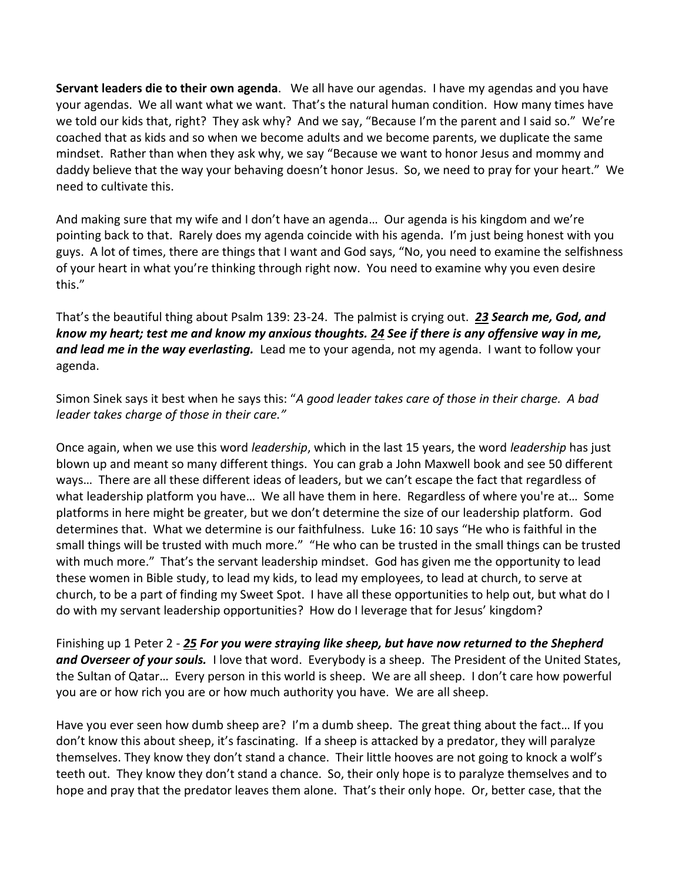**Servant leaders die to their own agenda**. We all have our agendas. I have my agendas and you have your agendas. We all want what we want. That's the natural human condition. How many times have we told our kids that, right? They ask why? And we say, "Because I'm the parent and I said so." We're coached that as kids and so when we become adults and we become parents, we duplicate the same mindset. Rather than when they ask why, we say "Because we want to honor Jesus and mommy and daddy believe that the way your behaving doesn't honor Jesus. So, we need to pray for your heart." We need to cultivate this.

And making sure that my wife and I don't have an agenda… Our agenda is his kingdom and we're pointing back to that. Rarely does my agenda coincide with his agenda. I'm just being honest with you guys. A lot of times, there are things that I want and God says, "No, you need to examine the selfishness of your heart in what you're thinking through right now. You need to examine why you even desire this."

That's the beautiful thing about Psalm 139: 23-24. The palmist is crying out. ***23 Search me, God, and know my heart; test me and know my anxious thoughts. 24 See if there is any offensive way in me, and lead me in the way everlasting.*** Lead me to your agenda, not my agenda. I want to follow your agenda.

Simon Sinek says it best when he says this: "*A good leader takes care of those in their charge. A bad leader takes charge of those in their care."*

Once again, when we use this word *leadership*, which in the last 15 years, the word *leadership* has just blown up and meant so many different things. You can grab a John Maxwell book and see 50 different ways… There are all these different ideas of leaders, but we can't escape the fact that regardless of what leadership platform you have… We all have them in here. Regardless of where you're at… Some platforms in here might be greater, but we don't determine the size of our leadership platform. God determines that. What we determine is our faithfulness. Luke 16: 10 says "He who is faithful in the small things will be trusted with much more." "He who can be trusted in the small things can be trusted with much more." That's the servant leadership mindset. God has given me the opportunity to lead these women in Bible study, to lead my kids, to lead my employees, to lead at church, to serve at church, to be a part of finding my Sweet Spot. I have all these opportunities to help out, but what do I do with my servant leadership opportunities? How do I leverage that for Jesus' kingdom?

Finishing up 1 Peter 2 - ***25 For you were straying like sheep, but have now returned to the Shepherd and Overseer of your souls.*** I love that word. Everybody is a sheep. The President of the United States, the Sultan of Qatar… Every person in this world is sheep. We are all sheep. I don't care how powerful you are or how rich you are or how much authority you have. We are all sheep.

Have you ever seen how dumb sheep are? I'm a dumb sheep. The great thing about the fact… If you don't know this about sheep, it's fascinating. If a sheep is attacked by a predator, they will paralyze themselves. They know they don't stand a chance. Their little hooves are not going to knock a wolf's teeth out. They know they don't stand a chance. So, their only hope is to paralyze themselves and to hope and pray that the predator leaves them alone. That's their only hope. Or, better case, that the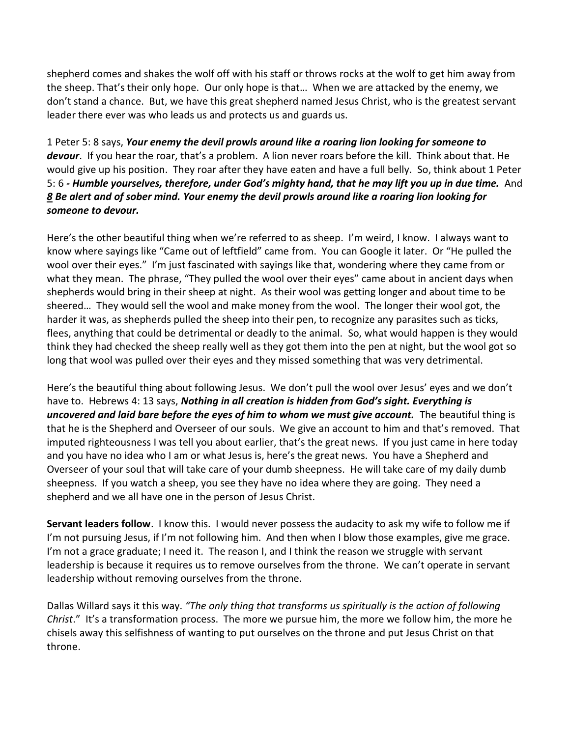shepherd comes and shakes the wolf off with his staff or throws rocks at the wolf to get him away from the sheep. That's their only hope. Our only hope is that… When we are attacked by the enemy, we don't stand a chance. But, we have this great shepherd named Jesus Christ, who is the greatest servant leader there ever was who leads us and protects us and guards us.

1 Peter 5: 8 says, ***Your enemy the devil prowls around like a roaring lion looking for someone to devour***. If you hear the roar, that's a problem. A lion never roars before the kill. Think about that. He would give up his position. They roar after they have eaten and have a full belly. So, think about 1 Peter 5: 6 ***- Humble yourselves, therefore, under God's mighty hand, that he may lift you up in due time.*** And ***<u>8</u> Be alert and of sober mind. Your enemy the devil prowls around like a roaring lion looking for someone to devour.***

Here's the other beautiful thing when we're referred to as sheep. I'm weird, I know. I always want to know where sayings like "Came out of leftfield" came from. You can Google it later. Or "He pulled the wool over their eyes." I'm just fascinated with sayings like that, wondering where they came from or what they mean. The phrase, "They pulled the wool over their eyes" came about in ancient days when shepherds would bring in their sheep at night. As their wool was getting longer and about time to be sheered… They would sell the wool and make money from the wool. The longer their wool got, the harder it was, as shepherds pulled the sheep into their pen, to recognize any parasites such as ticks, flees, anything that could be detrimental or deadly to the animal. So, what would happen is they would think they had checked the sheep really well as they got them into the pen at night, but the wool got so long that wool was pulled over their eyes and they missed something that was very detrimental.

Here's the beautiful thing about following Jesus. We don't pull the wool over Jesus' eyes and we don't have to. Hebrews 4: 13 says, ***Nothing in all creation is hidden from God's sight. Everything is uncovered and laid bare before the eyes of him to whom we must give account.*** The beautiful thing is that he is the Shepherd and Overseer of our souls. We give an account to him and that's removed. That imputed righteousness I was tell you about earlier, that's the great news. If you just came in here today and you have no idea who I am or what Jesus is, here's the great news. You have a Shepherd and Overseer of your soul that will take care of your dumb sheepness. He will take care of my daily dumb sheepness. If you watch a sheep, you see they have no idea where they are going. They need a shepherd and we all have one in the person of Jesus Christ.

**Servant leaders follow**. I know this. I would never possess the audacity to ask my wife to follow me if I'm not pursuing Jesus, if I'm not following him. And then when I blow those examples, give me grace. I'm not a grace graduate; I need it. The reason I, and I think the reason we struggle with servant leadership is because it requires us to remove ourselves from the throne. We can't operate in servant leadership without removing ourselves from the throne.

Dallas Willard says it this way. *"The only thing that transforms us spiritually is the action of following Christ*." It's a transformation process. The more we pursue him, the more we follow him, the more he chisels away this selfishness of wanting to put ourselves on the throne and put Jesus Christ on that throne.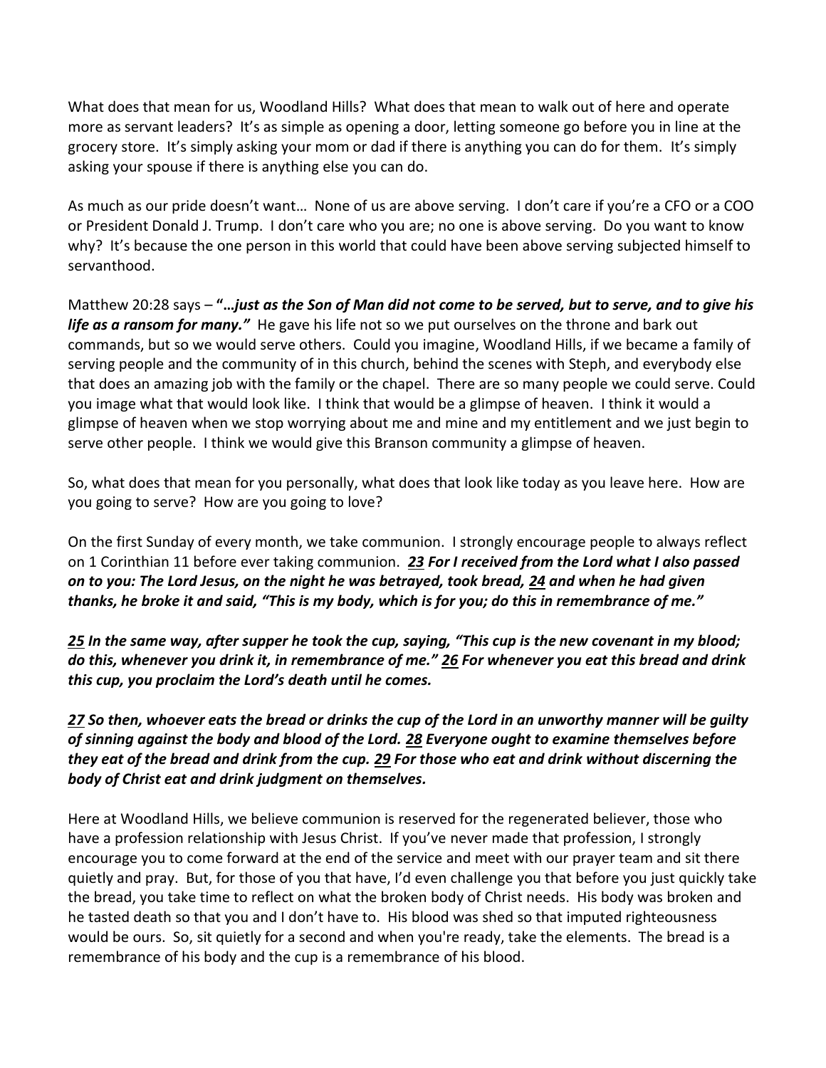What does that mean for us, Woodland Hills? What does that mean to walk out of here and operate more as servant leaders? It's as simple as opening a door, letting someone go before you in line at the grocery store. It's simply asking your mom or dad if there is anything you can do for them. It's simply asking your spouse if there is anything else you can do.

As much as our pride doesn't want… None of us are above serving. I don't care if you're a CFO or a COO or President Donald J. Trump. I don't care who you are; no one is above serving. Do you want to know why? It's because the one person in this world that could have been above serving subjected himself to servanthood.

Matthew 20:28 says – **"…*just as the Son of Man did not come to be served, but to serve, and to give his life as a ransom for many."*** He gave his life not so we put ourselves on the throne and bark out commands, but so we would serve others. Could you imagine, Woodland Hills, if we became a family of serving people and the community of in this church, behind the scenes with Steph, and everybody else that does an amazing job with the family or the chapel. There are so many people we could serve. Could you image what that would look like. I think that would be a glimpse of heaven. I think it would a glimpse of heaven when we stop worrying about me and mine and my entitlement and we just begin to serve other people. I think we would give this Branson community a glimpse of heaven.

So, what does that mean for you personally, what does that look like today as you leave here. How are you going to serve? How are you going to love?

On the first Sunday of every month, we take communion. I strongly encourage people to always reflect on 1 Corinthian 11 before ever taking communion. ***23 For I received from the Lord what I also passed on to you: The Lord Jesus, on the night he was betrayed, took bread, 24 and when he had given thanks, he broke it and said, "This is my body, which is for you; do this in remembrance of me."***

***25 In the same way, after supper he took the cup, saying, "This cup is the new covenant in my blood; do this, whenever you drink it, in remembrance of me." 26 For whenever you eat this bread and drink this cup, you proclaim the Lord's death until he comes.***

***27 So then, whoever eats the bread or drinks the cup of the Lord in an unworthy manner will be guilty of sinning against the body and blood of the Lord. 28 Everyone ought to examine themselves before they eat of the bread and drink from the cup. 29 For those who eat and drink without discerning the body of Christ eat and drink judgment on themselves.***

Here at Woodland Hills, we believe communion is reserved for the regenerated believer, those who have a profession relationship with Jesus Christ. If you've never made that profession, I strongly encourage you to come forward at the end of the service and meet with our prayer team and sit there quietly and pray. But, for those of you that have, I'd even challenge you that before you just quickly take the bread, you take time to reflect on what the broken body of Christ needs. His body was broken and he tasted death so that you and I don't have to. His blood was shed so that imputed righteousness would be ours. So, sit quietly for a second and when you're ready, take the elements. The bread is a remembrance of his body and the cup is a remembrance of his blood.